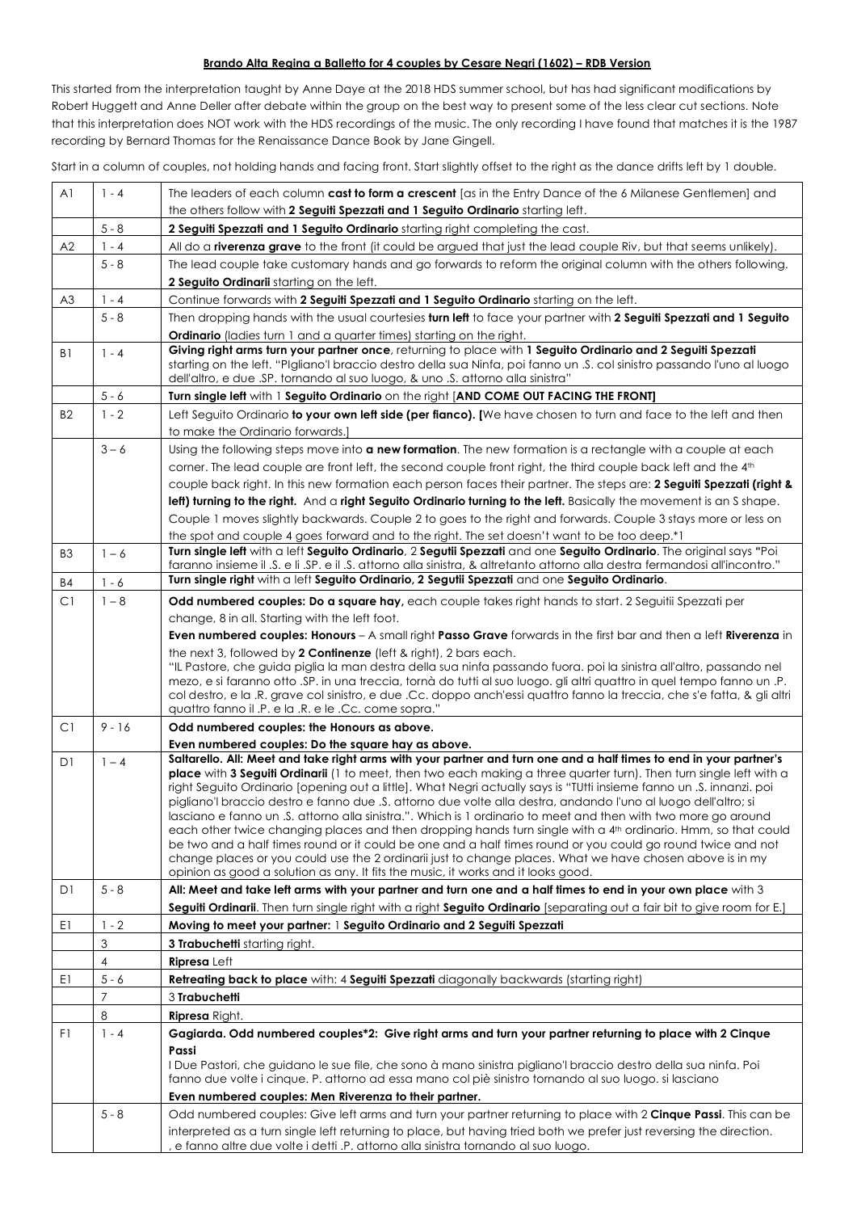**Brando Alta Regina a Balletto for 4 couples by Cesare Negri (1602) – RDB Version**

This started from the interpretation taught by Anne Daye at the 2018 HDS summer school, but has had significant modifications by Robert Huggett and Anne Deller after debate within the group on the best way to present some of the less clear cut sections. Note that this interpretation does NOT work with the HDS recordings of the music. The only recording I have found that matches it is the 1987 recording by Bernard Thomas for the Renaissance Dance Book by Jane Gingell.

Start in a column of couples, not holding hands and facing front. Start slightly offset to the right as the dance drifts left by 1 double.

| | | |
|---|---|---|
| A1 | 1 - 4 | The leaders of each column **cast to form a crescent** [as in the Entry Dance of the 6 Milanese Gentlemen] and the others follow with **2 Seguiti Spezzati and 1 Seguito Ordinario** starting left. |
| | 5 - 8 | **2 Seguiti Spezzati and 1 Seguito Ordinario** starting right completing the cast. |
| A2 | 1 - 4 | All do a **riverenza grave** to the front (it could be argued that just the lead couple Riv, but that seems unlikely). |
| | 5 - 8 | The lead couple take customary hands and go forwards to reform the original column with the others following. **2 Seguito Ordinarii** starting on the left. |
| A3 | 1 - 4 | Continue forwards with **2 Seguiti Spezzati and 1 Seguito Ordinario** starting on the left. |
| | 5 - 8 | Then dropping hands with the usual courtesies **turn left** to face your partner with **2 Seguiti Spezzati and 1 Seguito Ordinario** (ladies turn 1 and a quarter times) starting on the right. |
| B1 | 1 - 4 | **Giving right arms turn your partner once**, returning to place with **1 Seguito Ordinario and 2 Seguiti Spezzati** starting on the left. "PIgliano'l braccio destro della sua Ninfa, poi fanno un .S. col sinistro passando l'uno al luogo dell'altro, e due .SP. tornando al suo luogo, & uno .S. attorno alla sinistra" |
| | 5 - 6 | **Turn single left** with 1 **Seguito Ordinario** on the right [**AND COME OUT FACING THE FRONT]** |
| B2 | 1 - 2 | Left Seguito Ordinario **to your own left side (per fianco). [**We have chosen to turn and face to the left and then to make the Ordinario forwards.] |
| | 3 – 6 | Using the following steps move into **a new formation**. The new formation is a rectangle with a couple at each corner. The lead couple are front left, the second couple front right, the third couple back left and the 4th couple back right. In this new formation each person faces their partner. The steps are: **2 Seguiti Spezzati (right & left) turning to the right.** And a **right Seguito Ordinario turning to the left.** Basically the movement is an S shape. Couple 1 moves slightly backwards. Couple 2 to goes to the right and forwards. Couple 3 stays more or less on the spot and couple 4 goes forward and to the right. The set doesn't want to be too deep.*1 |
| B3 | 1 – 6 | **Turn single left** with a left **Seguito Ordinario**, 2 **Segutii Spezzati** and one **Seguito Ordinario**. The original says **"**Poi faranno insieme il .S. e li .SP. e il .S. attorno alla sinistra, & altretanto attorno alla destra fermandosi all'incontro." |
| B4 | 1 - 6 | **Turn single right** with a left **Seguito Ordinario, 2 Segutii Spezzati** and one **Seguito Ordinario**. |
| C1 | 1 – 8 | **Odd numbered couples: Do a square hay,** each couple takes right hands to start. 2 Seguitii Spezzati per change, 8 in all. Starting with the left foot.<br>**Even numbered couples: Honours** – A small right **Passo Grave** forwards in the first bar and then a left **Riverenza** in the next 3, followed by **2 Continenze** (left & right), 2 bars each.<br>"IL Pastore, che guida piglia la man destra della sua ninfa passando fuora. poi la sinistra all'altro, passando nel mezo, e si faranno otto .SP. in una treccia, tornà do tutti al suo luogo. gli altri quattro in quel tempo fanno un .P. col destro, e la .R. grave col sinistro, e due .Cc. doppo anch'essi quattro fanno la treccia, che s'e fatta, & gli altri quattro fanno il .P. e la .R. e le .Cc. come sopra." |
| C1 | 9 - 16 | **Odd numbered couples: the Honours as above.**<br>**Even numbered couples: Do the square hay as above.** |
| D1 | 1 – 4 | **Saltarello. All: Meet and take right arms with your partner and turn one and a half times to end in your partner's place** with **3 Seguiti Ordinarii** (1 to meet, then two each making a three quarter turn). Then turn single left with a right Seguito Ordinario [opening out a little]. What Negri actually says is "TUtti insieme fanno un .S. innanzi. poi pigliano'l braccio destro e fanno due .S. attorno due volte alla destra, andando l'uno al luogo dell'altro; si lasciano e fanno un .S. attorno alla sinistra.". Which is 1 ordinario to meet and then with two more go around each other twice changing places and then dropping hands turn single with a 4th ordinario. Hmm, so that could be two and a half times round or it could be one and a half times round or you could go round twice and not change places or you could use the 2 ordinarii just to change places. What we have chosen above is in my opinion as good a solution as any. It fits the music, it works and it looks good. |
| D1 | 5 - 8 | **All: Meet and take left arms with your partner and turn one and a half times to end in your own place** with 3 **Seguiti Ordinarii**. Then turn single right with a right **Seguito Ordinario** [separating out a fair bit to give room for E.] |
| E1 | 1 - 2 | **Moving to meet your partner:** 1 **Seguito Ordinario and 2 Seguiti Spezzati** |
| | 3 | **3 Trabuchetti** starting right. |
| | 4 | **Ripresa** Left |
| E1 | 5 - 6 | **Retreating back to place** with: 4 **Seguiti Spezzati** diagonally backwards (starting right) |
| | 7 | 3 **Trabuchetti** |
| | 8 | **Ripresa** Right. |
| F1 | 1 - 4 | **Gagiarda. Odd numbered couples*2: Give right arms and turn your partner returning to place with 2 Cinque Passi**<br>I Due Pastori, che guidano le sue file, che sono à mano sinistra pigliano'l braccio destro della sua ninfa. Poi fanno due volte i cinque. P. attorno ad essa mano col piè sinistro tornando al suo luogo. si lasciano<br>**Even numbered couples: Men Riverenza to their partner.** |
| | 5 - 8 | Odd numbered couples: Give left arms and turn your partner returning to place with 2 **Cinque Passi**. This can be interpreted as a turn single left returning to place, but having tried both we prefer just reversing the direction.<br>, e fanno altre due volte i detti .P. attorno alla sinistra tornando al suo luogo. |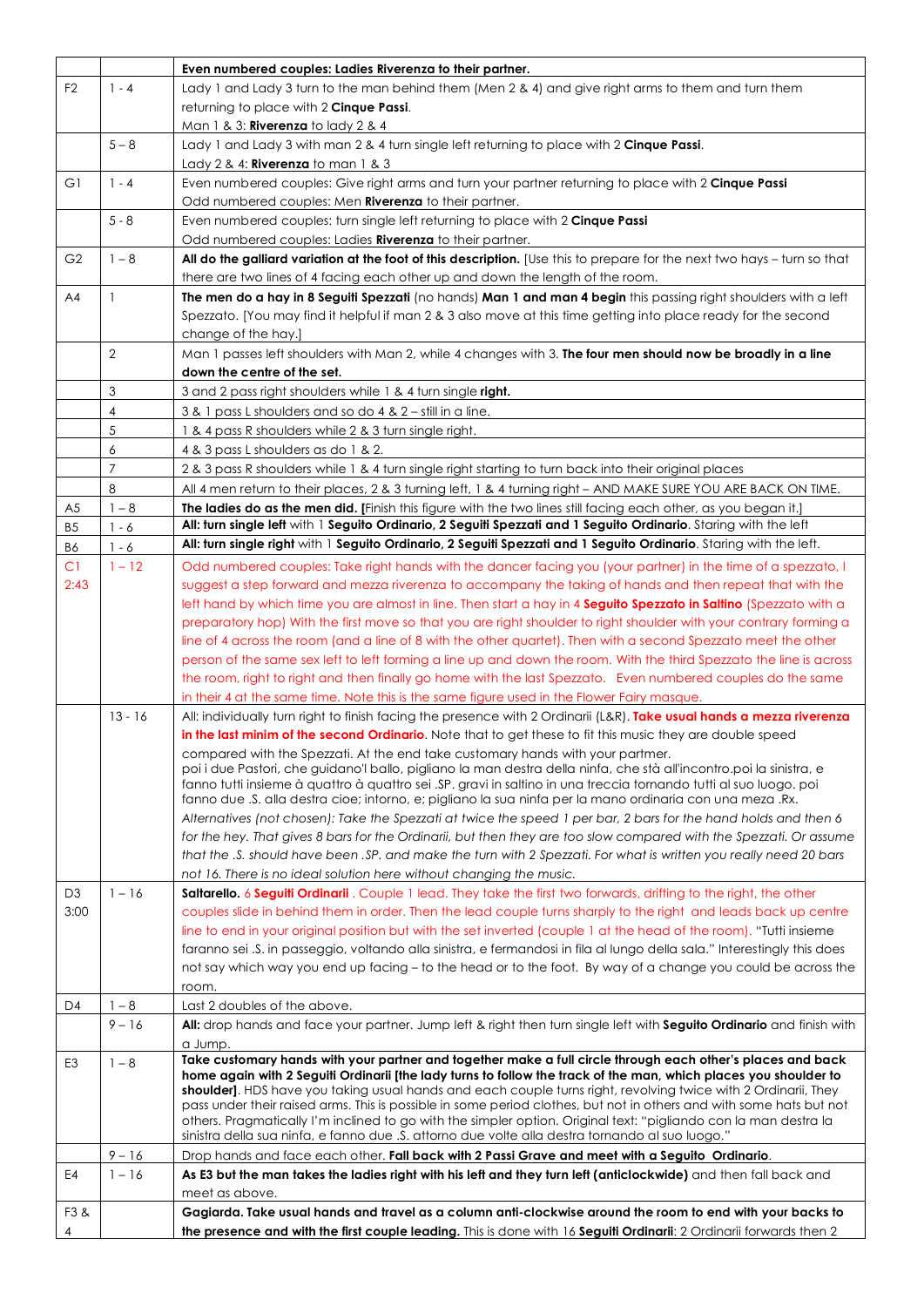| | | **Even numbered couples: Ladies Riverenza to their partner.** |
|---|---|---|
| F2 | 1 - 4 | Lady 1 and Lady 3 turn to the man behind them (Men 2 & 4) and give right arms to them and turn them returning to place with 2 **Cinque Passi**. Man 1 & 3: **Riverenza** to lady 2 & 4 |
| | 5 – 8 | Lady 1 and Lady 3 with man 2 & 4 turn single left returning to place with 2 **Cinque Passi**. Lady 2 & 4: **Riverenza** to man 1 & 3 |
| G1 | 1 - 4 | Even numbered couples: Give right arms and turn your partner returning to place with 2 **Cinque Passi** Odd numbered couples: Men **Riverenza** to their partner. |
| | 5 - 8 | Even numbered couples: turn single left returning to place with 2 **Cinque Passi** Odd numbered couples: Ladies **Riverenza** to their partner. |
| G2 | 1 – 8 | **All do the galliard variation at the foot of this description.** [Use this to prepare for the next two hays – turn so that there are two lines of 4 facing each other up and down the length of the room. |
| A4 | 1 | **The men do a hay in 8 Seguiti Spezzati** (no hands) **Man 1 and man 4 begin** this passing right shoulders with a left Spezzato. [You may find it helpful if man 2 & 3 also move at this time getting into place ready for the second change of the hay.] |
| | 2 | Man 1 passes left shoulders with Man 2, while 4 changes with 3. **The four men should now be broadly in a line down the centre of the set.** |
| | 3 | 3 and 2 pass right shoulders while 1 & 4 turn single **right.** |
| | 4 | 3 & 1 pass L shoulders and so do 4 & 2 – still in a line. |
| | 5 | 1 & 4 pass R shoulders while 2 & 3 turn single right. |
| | 6 | 4 & 3 pass L shoulders as do 1 & 2. |
| | 7 | 2 & 3 pass R shoulders while 1 & 4 turn single right starting to turn back into their original places |
| | 8 | All 4 men return to their places, 2 & 3 turning left, 1 & 4 turning right – AND MAKE SURE YOU ARE BACK ON TIME. |
| A5 | 1 – 8 | **The ladies do as the men did. [**Finish this figure with the two lines still facing each other, as you began it.] |
| B5 | 1 - 6 | **All: turn single left** with 1 **Seguito Ordinario, 2 Seguiti Spezzati and 1 Seguito Ordinario**. Staring with the left |
| B6 | 1 - 6 | **All: turn single right** with 1 **Seguito Ordinario, 2 Seguiti Spezzati and 1 Seguito Ordinario**. Staring with the left. |
| C1 2:43 | 1 – 12 | Odd numbered couples: Take right hands with the dancer facing you (your partner) in the time of a spezzato, I suggest a step forward and mezza riverenza to accompany the taking of hands and then repeat that with the left hand by which time you are almost in line. Then start a hay in 4 **Seguito Spezzato in Saltino** (Spezzato with a preparatory hop) With the first move so that you are right shoulder to right shoulder with your contrary forming a line of 4 across the room (and a line of 8 with the other quartet). Then with a second Spezzato meet the other person of the same sex left to left forming a line up and down the room. With the third Spezzato the line is across the room, right to right and then finally go home with the last Spezzato. Even numbered couples do the same in their 4 at the same time. Note this is the same figure used in the Flower Fairy masque. |
| | 13 - 16 | All: individually turn right to finish facing the presence with 2 Ordinarii (L&R). **Take usual hands a mezza riverenza in the last minim of the second Ordinario**. Note that to get these to fit this music they are double speed compared with the Spezzati. At the end take customary hands with your partner. poi i due Pastori, che guidano'l ballo, pigliano la man destra della ninfa, che stà all'incontro.poi la sinistra, e fanno tutti insieme à quattro à quattro sei .SP. gravi in saltino in una treccia tornando tutti al suo luogo. poi fanno due .S. alla destra cioe; intorno, e; pigliano la sua ninfa per la mano ordinaria con una meza .Rx. *Alternatives (not chosen): Take the Spezzati at twice the speed 1 per bar, 2 bars for the hand holds and then 6 for the hey. That gives 8 bars for the Ordinarii, but then they are too slow compared with the Spezzati. Or assume that the .S. should have been .SP. and make the turn with 2 Spezzati. For what is written you really need 20 bars not 16. There is no ideal solution here without changing the music.* |
| D3 3:00 | 1 – 16 | **Saltarello.** 6 **Seguiti Ordinarii** . Couple 1 lead. They take the first two forwards, drifting to the right, the other couples slide in behind them in order. Then the lead couple turns sharply to the right and leads back up centre line to end in your original position but with the set inverted (couple 1 at the head of the room). "Tutti insieme faranno sei .S. in passeggio, voltando alla sinistra, e fermandosi in fila al lungo della sala." Interestingly this does not say which way you end up facing – to the head or to the foot. By way of a change you could be across the room. |
| D4 | 1 – 8 | Last 2 doubles of the above. |
| | 9 – 16 | **All:** drop hands and face your partner. Jump left & right then turn single left with **Seguito Ordinario** and finish with a Jump. |
| E3 | 1 – 8 | **Take customary hands with your partner and together make a full circle through each other's places and back home again with 2 Seguiti Ordinarii [the lady turns to follow the track of the man, which places you shoulder to shoulder]**. HDS have you taking usual hands and each couple turns right, revolving twice with 2 Ordinarii, They pass under their raised arms. This is possible in some period clothes, but not in others and with some hats but not others. Pragmatically I'm inclined to go with the simpler option. Original text: "pigliando con la man destra la sinistra della sua ninfa, e fanno due .S. attorno due volte alla destra tornando al suo luogo." |
| | 9 – 16 | Drop hands and face each other. **Fall back with 2 Passi Grave and meet with a Seguito Ordinario**. |
| E4 | 1 – 16 | **As E3 but the man takes the ladies right with his left and they turn left (anticlockwise)** and then fall back and meet as above. |
| F3 & 4 | | **Gagiarda. Take usual hands and travel as a column anti-clockwise around the room to end with your backs to the presence and with the first couple leading.** This is done with 16 **Seguiti Ordinarii**: 2 Ordinarii forwards then 2 |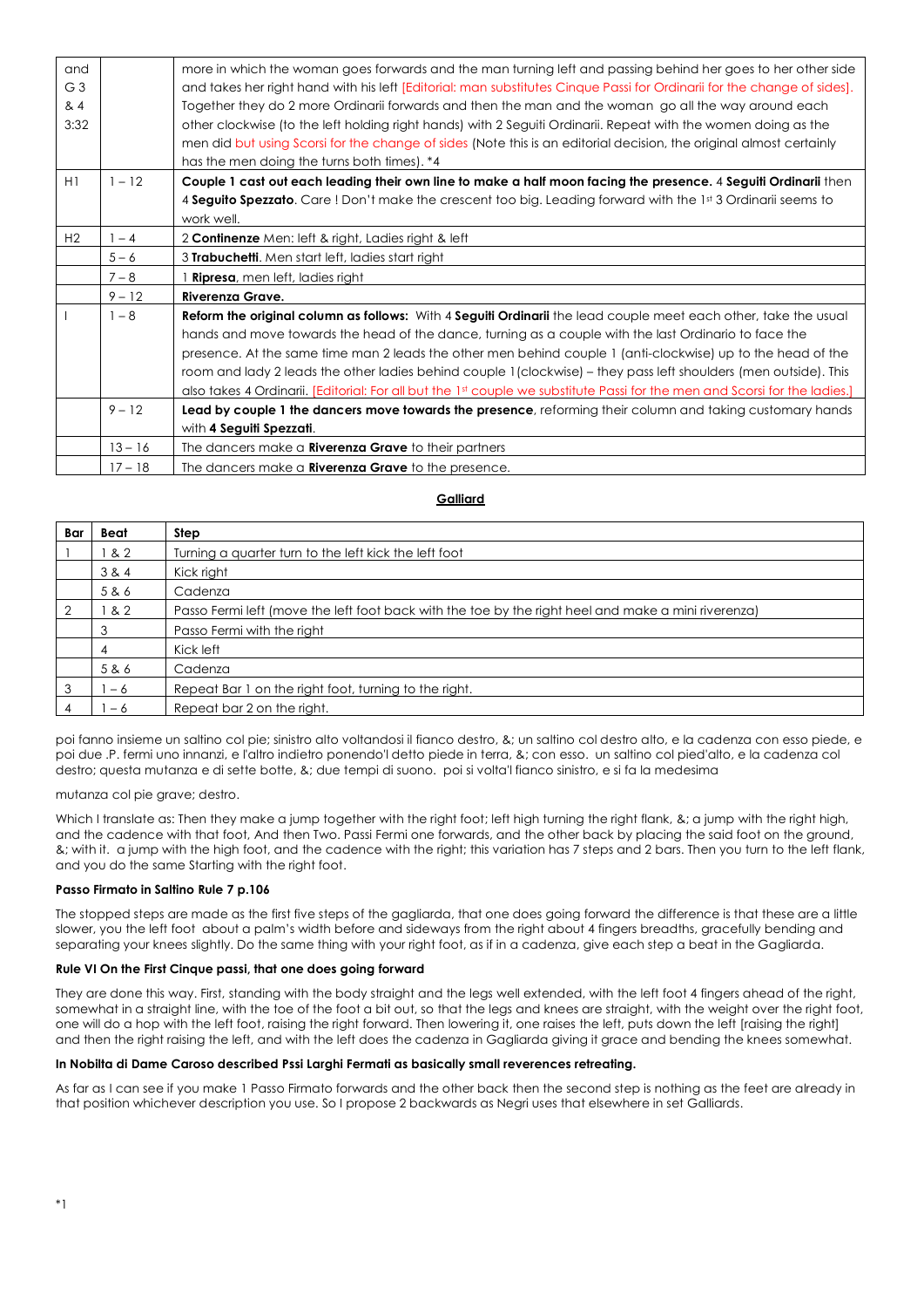| and G3 & 4 3:32 | | more in which the woman goes forwards and the man turning left and passing behind her goes to her other side and takes her right hand with his left [Editorial: man substitutes Cinque Passi for Ordinarii for the change of sides]. Together they do 2 more Ordinarii forwards and then the man and the woman go all the way around each other clockwise (to the left holding right hands) with 2 Seguiti Ordinarii. Repeat with the women doing as the men did but using Scorsi for the change of sides (Note this is an editorial decision, the original almost certainly has the men doing the turns both times). *4 |
|---|---|---|
| H1 | 1 – 12 | **Couple 1 cast out each leading their own line to make a half moon facing the presence.** 4 **Seguiti Ordinarii** then 4 **Seguito Spezzato**. Care ! Don't make the crescent too big. Leading forward with the 1st 3 Ordinarii seems to work well. |
| H2 | 1 – 4 | 2 **Continenze** Men: left & right, Ladies right & left |
| | 5 – 6 | 3 **Trabuchetti**. Men start left, ladies start right |
| | 7 – 8 | 1 **Ripresa**, men left, ladies right |
| | 9 – 12 | **Riverenza Grave.** |
| I | 1 – 8 | **Reform the original column as follows:** With 4 **Seguiti Ordinarii** the lead couple meet each other, take the usual hands and move towards the head of the dance, turning as a couple with the last Ordinario to face the presence. At the same time man 2 leads the other men behind couple 1 (anti-clockwise) up to the head of the room and lady 2 leads the other ladies behind couple 1(clockwise) – they pass left shoulders (men outside). This also takes 4 Ordinarii. [Editorial: For all but the 1st couple we substitute Passi for the men and Scorsi for the ladies.] |
| | 9 – 12 | **Lead by couple 1 the dancers move towards the presence**, reforming their column and taking customary hands with **4 Seguiti Spezzati**. |
| | 13 – 16 | The dancers make a **Riverenza Grave** to their partners |
| | 17 – 18 | The dancers make a **Riverenza Grave** to the presence. |

## Galliard

| Bar | Beat | Step |
|---|---|---|
| 1 | 1 & 2 | Turning a quarter turn to the left kick the left foot |
| | 3 & 4 | Kick right |
| | 5 & 6 | Cadenza |
| 2 | 1 & 2 | Passo Fermi left (move the left foot back with the toe by the right heel and make a mini riverenza) |
| | 3 | Passo Fermi with the right |
| | 4 | Kick left |
| | 5 & 6 | Cadenza |
| 3 | 1 – 6 | Repeat Bar 1 on the right foot, turning to the right. |
| 4 | 1 – 6 | Repeat bar 2 on the right. |

poi fanno insieme un saltino col pie; sinistro alto voltandosi il fianco destro, &; un saltino col destro alto, e la cadenza con esso piede, e poi due .P. fermi uno innanzi, e l'altro indietro ponendo'l detto piede in terra, &; con esso. un saltino col pied'alto, e la cadenza col destro; questa mutanza e di sette botte, &; due tempi di suono. poi si volta'l fianco sinistro, e si fa la medesima

mutanza col pie grave; destro.

Which I translate as: Then they make a jump together with the right foot; left high turning the right flank, &; a jump with the right high, and the cadence with that foot, And then Two. Passi Fermi one forwards, and the other back by placing the said foot on the ground, &; with it. a jump with the high foot, and the cadence with the right; this variation has 7 steps and 2 bars. Then you turn to the left flank, and you do the same Starting with the right foot.

**Passo Firmato in Saltino Rule 7 p.106**

The stopped steps are made as the first five steps of the gagliarda, that one does going forward the difference is that these are a little slower, you the left foot about a palm's width before and sideways from the right about 4 fingers breadths, gracefully bending and separating your knees slightly. Do the same thing with your right foot, as if in a cadenza, give each step a beat in the Gagliarda.

**Rule VI On the First Cinque passi, that one does going forward**

They are done this way. First, standing with the body straight and the legs well extended, with the left foot 4 fingers ahead of the right, somewhat in a straight line, with the toe of the foot a bit out, so that the legs and knees are straight, with the weight over the right foot, one will do a hop with the left foot, raising the right forward. Then lowering it, one raises the left, puts down the left [raising the right] and then the right raising the left, and with the left does the cadenza in Gagliarda giving it grace and bending the knees somewhat.

**In Nobilta di Dame Caroso described Pssi Larghi Fermati as basically small reverences retreating.**

As far as I can see if you make 1 Passo Firmato forwards and the other back then the second step is nothing as the feet are already in that position whichever description you use. So I propose 2 backwards as Negri uses that elsewhere in set Galliards.

*1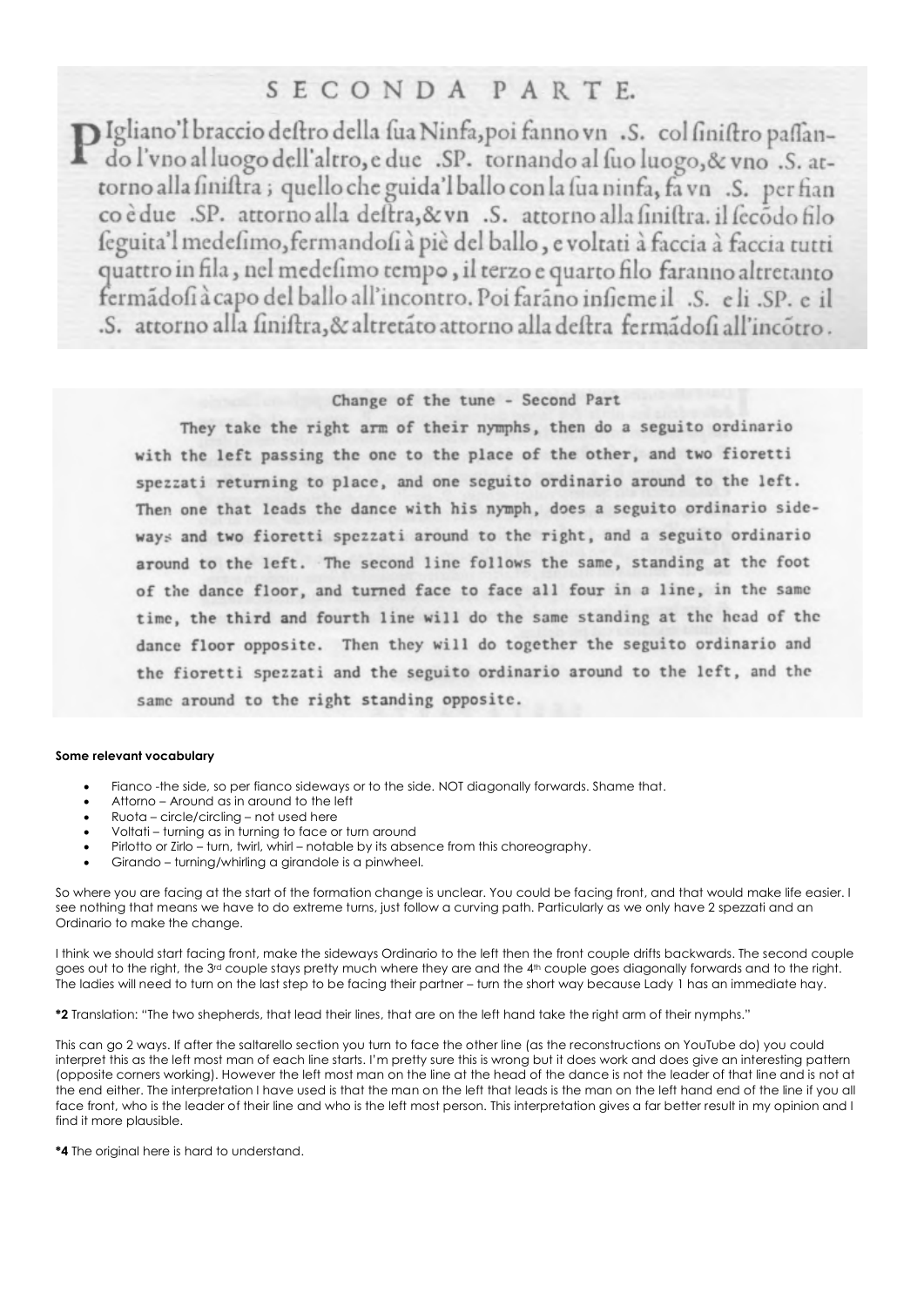## SECONDA PARTE.

Pigliano'l braccio destro della sua Ninfa, poi fanno vn .S. col sinistro passando l'vno al luogo dell'altro, e due .SP. tornando al suo luogo, & vno .S. attorno alla sinistra; quello che guida'l ballo con la sua ninfa, fa vn .S. per fianco è due .SP. attorno alla destra, & vn .S. attorno alla sinistra. il secōdo filo seguita'l medesimo, fermandosi à piè del ballo, e voltati à faccia à faccia tutti quattro in fila, nel medesimo tempo, il terzo e quarto filo faranno altretanto fermādosi à capo del ballo all'incontro. Poi farāno insieme il .S. e li .SP. e il .S. attorno alla sinistra, & altretāto attorno alla destra fermādosi all'incōtro.

Change of the tune - Second Part

They take the right arm of their nymphs, then do a seguito ordinario with the left passing the one to the place of the other, and two fioretti spezzati returning to place, and one seguito ordinario around to the left. Then one that leads the dance with his nymph, does a seguito ordinario sideways and two fioretti spezzati around to the right, and a seguito ordinario around to the left. The second line follows the same, standing at the foot of the dance floor, and turned face to face all four in a line, in the same time, the third and fourth line will do the same standing at the head of the dance floor opposite. Then they will do together the seguito ordinario and the fioretti spezzati and the seguito ordinario around to the left, and the same around to the right standing opposite.

**Some relevant vocabulary**

- Fianco -the side, so per fianco sideways or to the side. NOT diagonally forwards. Shame that.
- Attorno – Around as in around to the left
- Ruota – circle/circling – not used here
- Voltati – turning as in turning to face or turn around
- Pirlotto or Zirlo – turn, twirl, whirl – notable by its absence from this choreography.
- Girando – turning/whirling a girandole is a pinwheel.

So where you are facing at the start of the formation change is unclear. You could be facing front, and that would make life easier. I see nothing that means we have to do extreme turns, just follow a curving path. Particularly as we only have 2 spezzati and an Ordinario to make the change.

I think we should start facing front, make the sideways Ordinario to the left then the front couple drifts backwards. The second couple goes out to the right, the 3rd couple stays pretty much where they are and the 4th couple goes diagonally forwards and to the right. The ladies will need to turn on the last step to be facing their partner – turn the short way because Lady 1 has an immediate hay.

**\*2** Translation: "The two shepherds, that lead their lines, that are on the left hand take the right arm of their nymphs."

This can go 2 ways. If after the saltarello section you turn to face the other line (as the reconstructions on YouTube do) you could interpret this as the left most man of each line starts. I'm pretty sure this is wrong but it does work and does give an interesting pattern (opposite corners working). However the left most man on the line at the head of the dance is not the leader of that line and is not at the end either. The interpretation I have used is that the man on the left that leads is the man on the left hand end of the line if you all face front, who is the leader of their line and who is the left most person. This interpretation gives a far better result in my opinion and I find it more plausible.

**\*4** The original here is hard to understand.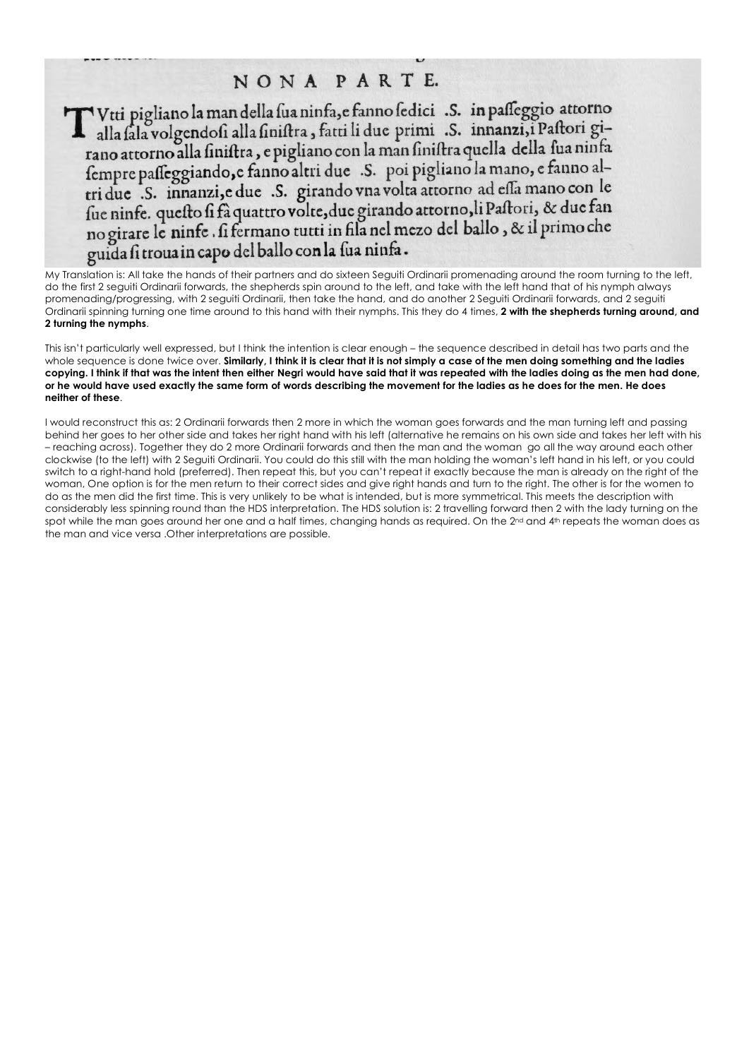# NONA PARTE.

Tutti pigliano la man della sua ninfa, e fanno sedici .S. in passeggio attorno alla sala volgendosi alla sinistra, fatti li due primi .S. innanzi, i Pastori girano attorno alla sinistra, e pigliano con la man sinistra quella della sua ninfa sempre passeggiando, e fanno altri due .S. poi pigliano la mano, e fanno altri due .S. innanzi, e due .S. girando vna volta attorno ad essa mano con le sue ninfe. questo si fà quattro volte, due girando attorno, li Pastori, & due fanno girare le ninfe. si fermano tutti in fila nel mezo del ballo, & il primo che guida si troua in capo del ballo con la sua ninfa.

My Translation is: All take the hands of their partners and do sixteen Seguiti Ordinarii promenading around the room turning to the left, do the first 2 seguiti Ordinarii forwards, the shepherds spin around to the left, and take with the left hand that of his nymph always promenading/progressing, with 2 seguiti Ordinarii, then take the hand, and do another 2 Seguiti Ordinarii forwards, and 2 seguiti Ordinarii spinning turning one time around to this hand with their nymphs. This they do 4 times, **2 with the shepherds turning around, and 2 turning the nymphs**.

This isn't particularly well expressed, but I think the intention is clear enough – the sequence described in detail has two parts and the whole sequence is done twice over. **Similarly, I think it is clear that it is not simply a case of the men doing something and the ladies copying. I think if that was the intent then either Negri would have said that it was repeated with the ladies doing as the men had done, or he would have used exactly the same form of words describing the movement for the ladies as he does for the men. He does neither of these**.

I would reconstruct this as: 2 Ordinarii forwards then 2 more in which the woman goes forwards and the man turning left and passing behind her goes to her other side and takes her right hand with his left (alternative he remains on his own side and takes her left with his – reaching across). Together they do 2 more Ordinarii forwards and then the man and the woman go all the way around each other clockwise (to the left) with 2 Seguiti Ordinarii. You could do this still with the man holding the woman's left hand in his left, or you could switch to a right-hand hold (preferred). Then repeat this, but you can't repeat it exactly because the man is already on the right of the woman, One option is for the men return to their correct sides and give right hands and turn to the right. The other is for the women to do as the men did the first time. This is very unlikely to be what is intended, but is more symmetrical. This meets the description with considerably less spinning round than the HDS interpretation. The HDS solution is: 2 travelling forward then 2 with the lady turning on the spot while the man goes around her one and a half times, changing hands as required. On the 2nd and 4th repeats the woman does as the man and vice versa .Other interpretations are possible.